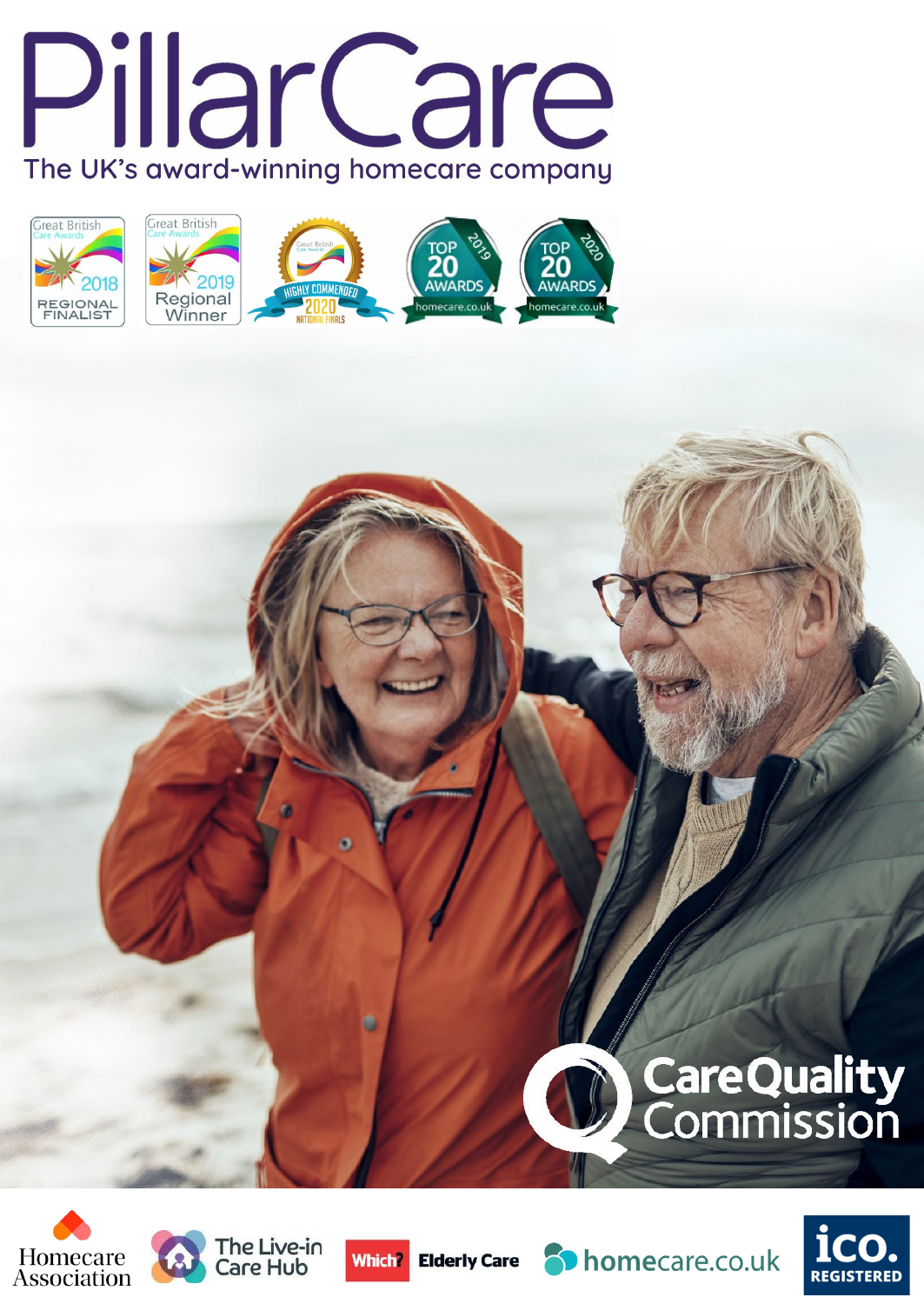# PillarCare

The UK's award-winning homecare company

Great British Care Awards 2018 Regional Finalist

Great British Care Awards 2019 Regional Winner

Great British Care Awards Highly Commended 2020 National Finals

Top 20 Awards 2019 homecare.co.uk

Top 20 Awards 2020 homecare.co.uk

Care Quality Commission

Homecare Association

The Live-in Care Hub

Which? Elderly Care

homecare.co.uk

ico. REGISTERED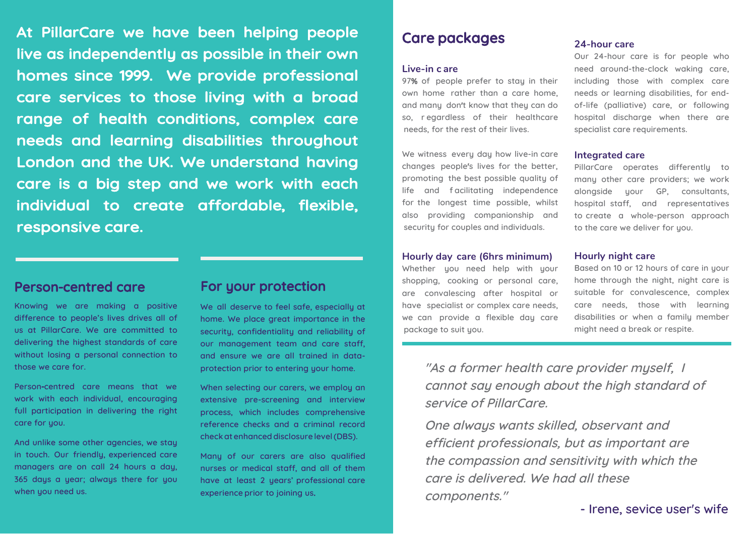**At PillarCare we have been helping people live as independently as possible in their own homes since 1999. We provide professional care services to those living with a broad range of health conditions, complex care needs and learning disabilities throughout London and the UK. We understand having care is a big step and we work with each individual to create affordable, flexible, responsive care.**

## Person-centred care

Knowing we are making a positive difference to people's lives drives all of us at PillarCare. We are committed to delivering the highest standards of care without losing a personal connection to those we care for.

Person-centred care means that we work with each individual, encouraging full participation in delivering the right care for you.

And unlike some other agencies, we stay in touch. Our friendly, experienced care managers are on call 24 hours a day, 365 days a year; always there for you when you need us.

## For your protection

We all deserve to feel safe, especially at home. We place great importance in the security, confidentiality and reliability of our management team and care staff, and ensure we are all trained in data-protection prior to entering your home.

When selecting our carers, we employ an extensive pre-screening and interview process, which includes comprehensive reference checks and a criminal record check at enhanced disclosure level (DBS).

Many of our carers are also qualified nurses or medical staff, and all of them have at least 2 years' professional care experience prior to joining us.

## Care packages

### Live-in care

97**%** of people prefer to stay in their own home rather than a care home, and many don't know that they can do so, regardless of their healthcare needs, for the rest of their lives.

We witness every day how live-in care changes people's lives for the better, promoting the best possible quality of life and facilitating independence for the longest time possible, whilst also providing companionship and security for couples and individuals.

### Hourly day care (6hrs minimum)

Whether you need help with your shopping, cooking or personal care, are convalescing after hospital or have specialist or complex care needs, we can provide a flexible day care package to suit you.

### 24-hour care

Our 24-hour care is for people who need around-the-clock waking care, including those with complex care needs or learning disabilities, for end-of-life (palliative) care, or following hospital discharge when there are specialist care requirements.

### Integrated care

PillarCare operates differently to many other care providers; we work alongside your GP, consultants, hospital staff, and representatives to create a whole-person approach to the care we deliver for you.

### Hourly night care

Based on 10 or 12 hours of care in your home through the night, night care is suitable for convalescence, complex care needs, those with learning disabilities or when a family member might need a break or respite.

*"As a former health care provider myself, I cannot say enough about the high standard of service of PillarCare.*

*One always wants skilled, observant and efficient professionals, but as important are the compassion and sensitivity with which the care is delivered. We had all these components."*

- Irene, sevice user's wife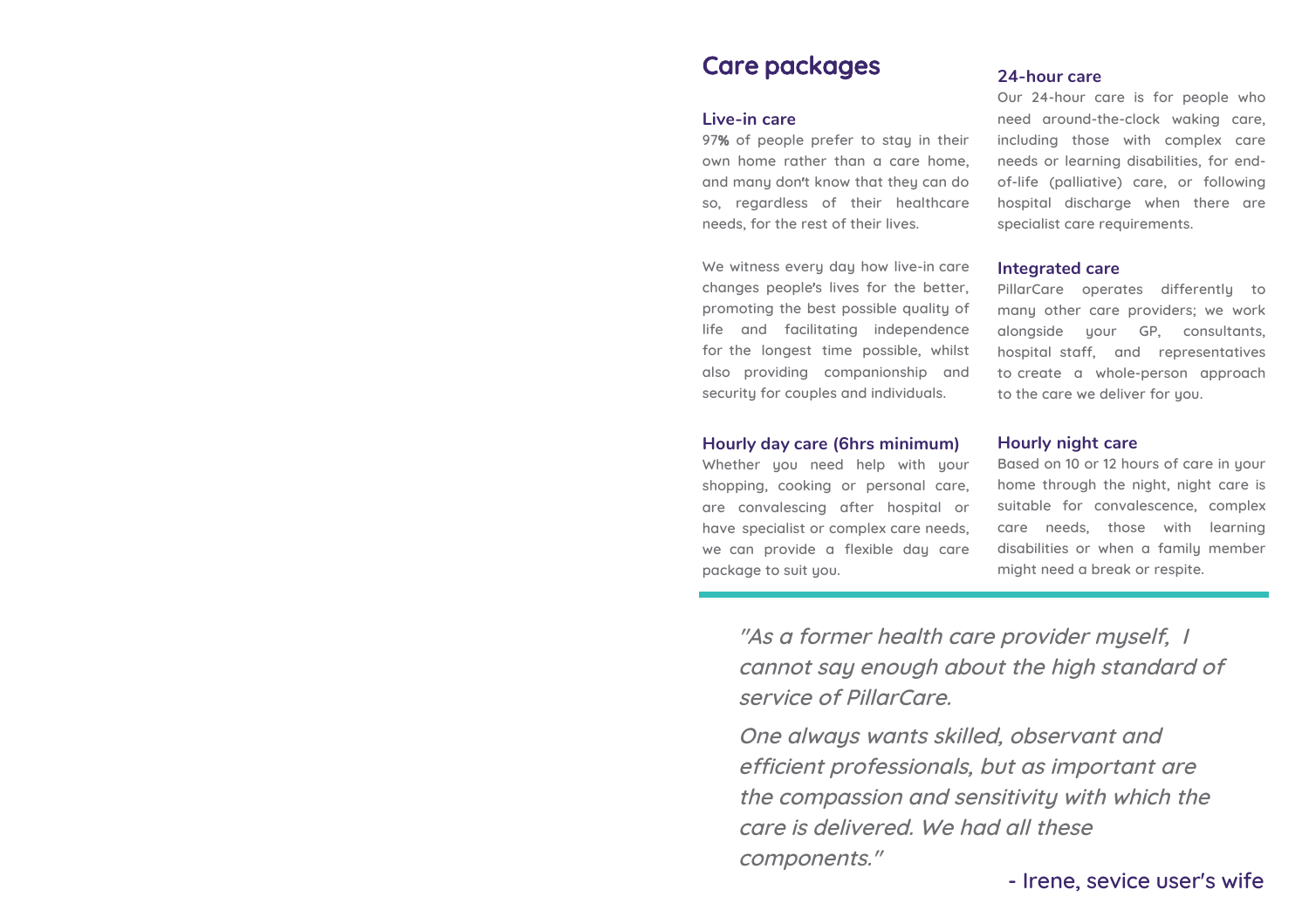## Care packages

### Live-in care

97**%** of people prefer to stay in their own home rather than a care home, and many don't know that they can do so, regardless of their healthcare needs, for the rest of their lives.

We witness every day how live-in care changes people's lives for the better, promoting the best possible quality of life and facilitating independence for the longest time possible, whilst also providing companionship and security for couples and individuals.

### Hourly day care (6hrs minimum)

Whether you need help with your shopping, cooking or personal care, are convalescing after hospital or have specialist or complex care needs, we can provide a flexible day care package to suit you.

### 24-hour care

Our 24-hour care is for people who need around-the-clock waking care, including those with complex care needs or learning disabilities, for end-of-life (palliative) care, or following hospital discharge when there are specialist care requirements.

### Integrated care

PillarCare operates differently to many other care providers; we work alongside your GP, consultants, hospital staff, and representatives to create a whole-person approach to the care we deliver for you.

### Hourly night care

Based on 10 or 12 hours of care in your home through the night, night care is suitable for convalescence, complex care needs, those with learning disabilities or when a family member might need a break or respite.

---

*"As a former health care provider myself, I cannot say enough about the high standard of service of PillarCare.*

*One always wants skilled, observant and efficient professionals, but as important are the compassion and sensitivity with which the care is delivered. We had all these components."*

- Irene, sevice user's wife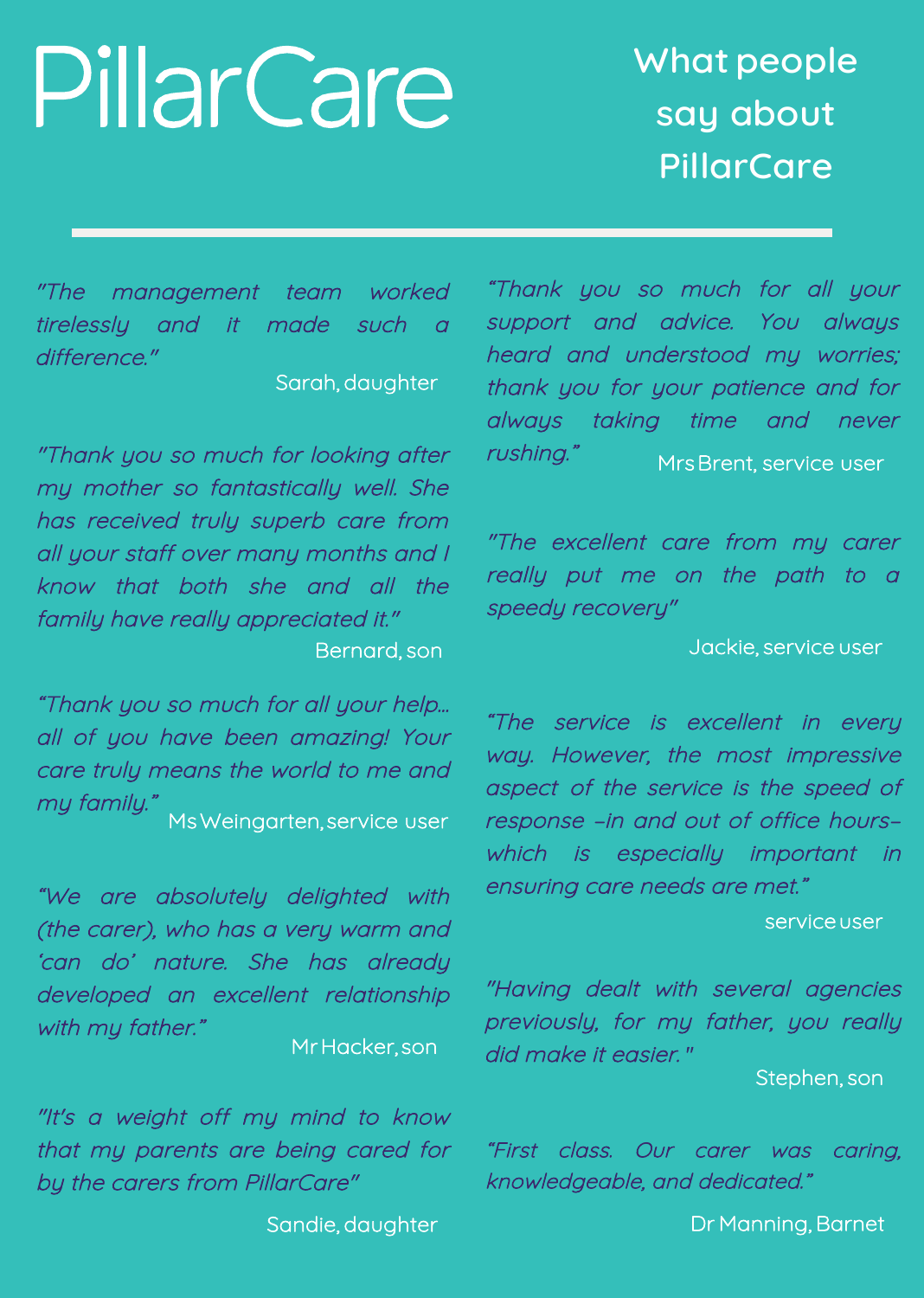# PillarCare

## What people say about PillarCare

---

*"The management team worked tirelessly and it made such a difference."*

Sarah, daughter

*"Thank you so much for looking after my mother so fantastically well. She has received truly superb care from all your staff over many months and I know that both she and all the family have really appreciated it."*

Bernard, son

*"Thank you so much for all your help... all of you have been amazing! Your care truly means the world to me and my family."*

Ms Weingarten, service user

*"We are absolutely delighted with (the carer), who has a very warm and 'can do' nature. She has already developed an excellent relationship with my father."*

Mr Hacker, son

*"It's a weight off my mind to know that my parents are being cared for by the carers from PillarCare"*

Sandie, daughter

*"Thank you so much for all your support and advice. You always heard and understood my worries; thank you for your patience and for always taking time and never rushing."*

Mrs Brent, service user

*"The excellent care from my carer really put me on the path to a speedy recovery"*

Jackie, service user

*"The service is excellent in every way. However, the most impressive aspect of the service is the speed of response –in and out of office hours– which is especially important in ensuring care needs are met."*

service user

*"Having dealt with several agencies previously, for my father, you really did make it easier."*

Stephen, son

*"First class. Our carer was caring, knowledgeable, and dedicated."*

Dr Manning, Barnet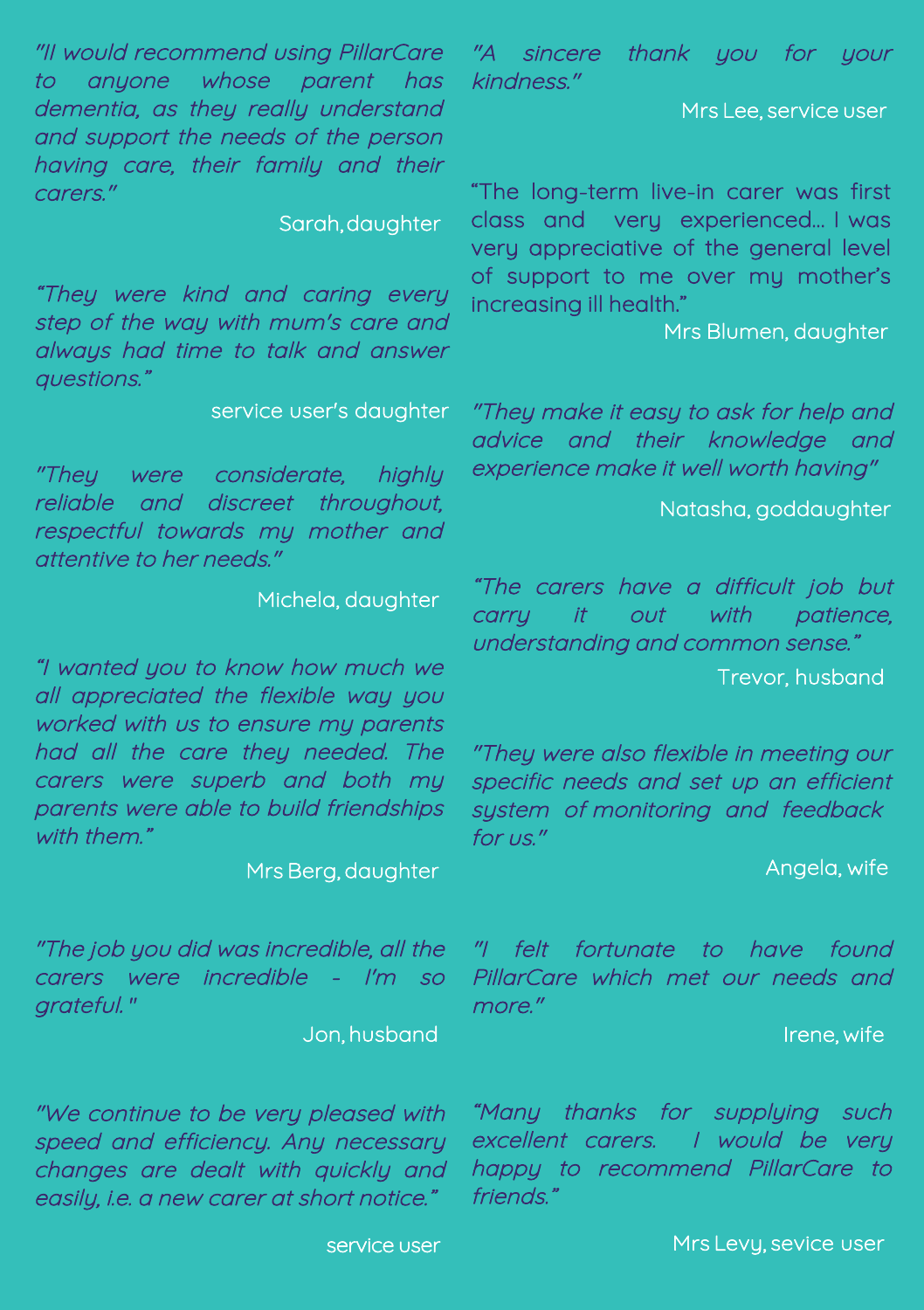*"I would recommend using PillarCare to anyone whose parent has dementia, as they really understand and support the needs of the person having care, their family and their carers."*

Sarah, daughter

*"They were kind and caring every step of the way with mum's care and always had time to talk and answer questions."*

service user's daughter

*"They were considerate, highly reliable and discreet throughout, respectful towards my mother and attentive to her needs."*

Michela, daughter

*"I wanted you to know how much we all appreciated the flexible way you worked with us to ensure my parents had all the care they needed. The carers were superb and both my parents were able to build friendships with them."*

Mrs Berg, daughter

*"The job you did was incredible, all the carers were incredible - I'm so grateful."*

Jon, husband

*"We continue to be very pleased with speed and efficiency. Any necessary changes are dealt with quickly and easily, i.e. a new carer at short notice."*

service user

*"A sincere thank you for your kindness."*

Mrs Lee, service user

"The long-term live-in carer was first class and very experienced... I was very appreciative of the general level of support to me over my mother's increasing ill health."

Mrs Blumen, daughter

*"They make it easy to ask for help and advice and their knowledge and experience make it well worth having"*

Natasha, goddaughter

*"The carers have a difficult job but carry it out with patience, understanding and common sense."*

Trevor, husband

*"They were also flexible in meeting our specific needs and set up an efficient system of monitoring and feedback for us."*

Angela, wife

*"I felt fortunate to have found PillarCare which met our needs and more."*

Irene, wife

*"Many thanks for supplying such excellent carers. I would be very happy to recommend PillarCare to friends."*

Mrs Levy, sevice user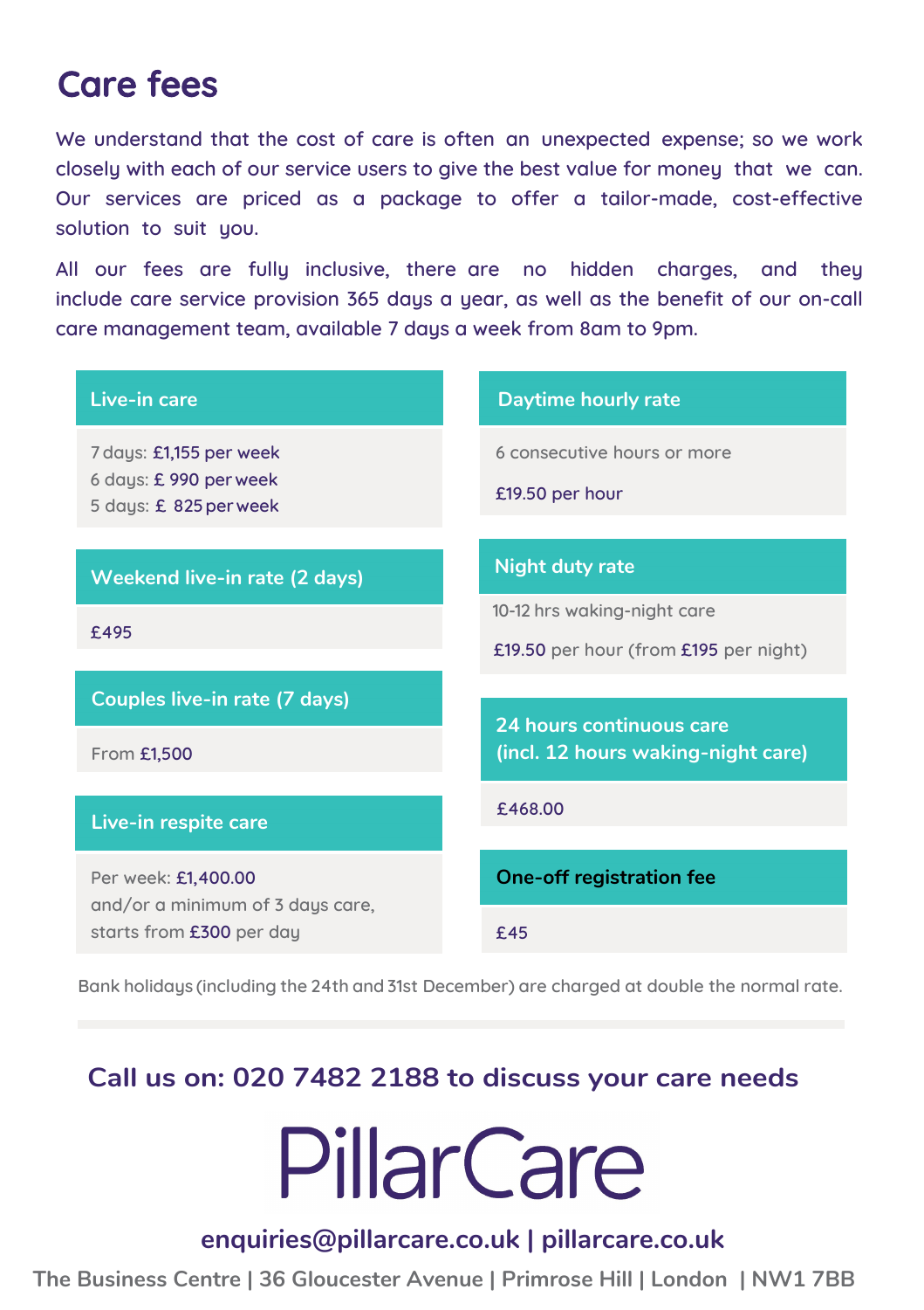# Care fees

We understand that the cost of care is often an unexpected expense; so we work closely with each of our service users to give the best value for money that we can. Our services are priced as a package to offer a tailor-made, cost-effective solution to suit you.

All our fees are fully inclusive, there are no hidden charges, and they include care service provision 365 days a year, as well as the benefit of our on-call care management team, available 7 days a week from 8am to 9pm.

### Live-in care

7 days: **£1,155 per week**
6 days: **£ 990 per week**
5 days: **£ 825 per week**

### Weekend live-in rate (2 days)

**£495**

### Couples live-in rate (7 days)

From **£1,500**

### Live-in respite care

Per week: **£1,400.00**
and/or a minimum of 3 days care, starts from **£300** per day

### Daytime hourly rate

6 consecutive hours or more

**£19.50 per hour**

### Night duty rate

10-12 hrs waking-night care

**£19.50** per hour (from **£195** per night)

### 24 hours continuous care (incl. 12 hours waking-night care)

**£468.00**

### One-off registration fee

**£45**

Bank holidays (including the 24th and 31st December) are charged at double the normal rate.

---

**Call us on: 020 7482 2188 to discuss your care needs**

PillarCare

**enquiries@pillarcare.co.uk | pillarcare.co.uk**

**The Business Centre | 36 Gloucester Avenue | Primrose Hill | London | NW1 7BB**